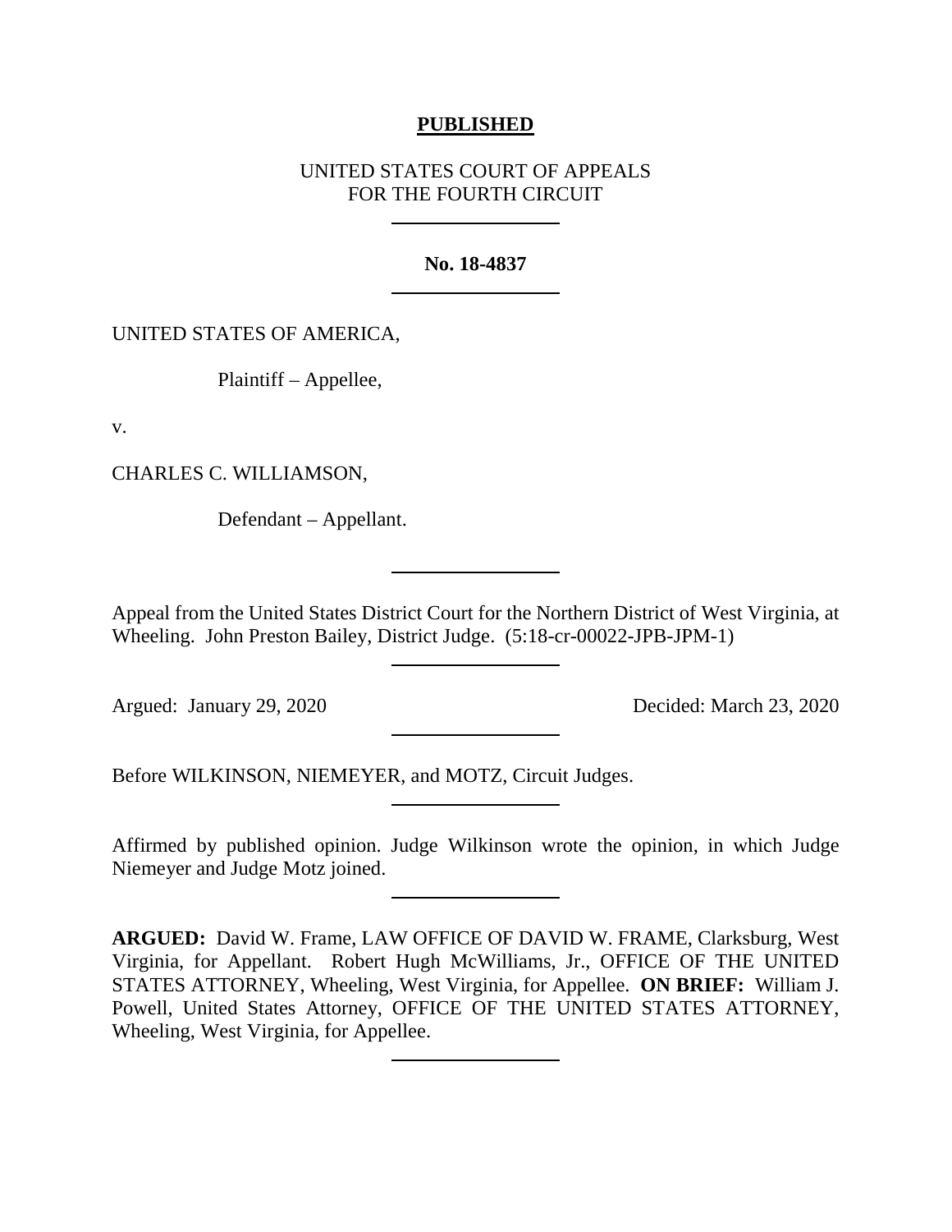**PUBLISHED**

UNITED STATES COURT OF APPEALS
FOR THE FOURTH CIRCUIT

---

**No. 18-4837**

---

UNITED STATES OF AMERICA,

Plaintiff – Appellee,

v.

CHARLES C. WILLIAMSON,

Defendant – Appellant.

---

Appeal from the United States District Court for the Northern District of West Virginia, at Wheeling. John Preston Bailey, District Judge. (5:18-cr-00022-JPB-JPM-1)

---

Argued: January 29, 2020 Decided: March 23, 2020

---

Before WILKINSON, NIEMEYER, and MOTZ, Circuit Judges.

---

Affirmed by published opinion. Judge Wilkinson wrote the opinion, in which Judge Niemeyer and Judge Motz joined.

---

**ARGUED:** David W. Frame, LAW OFFICE OF DAVID W. FRAME, Clarksburg, West Virginia, for Appellant. Robert Hugh McWilliams, Jr., OFFICE OF THE UNITED STATES ATTORNEY, Wheeling, West Virginia, for Appellee. **ON BRIEF:** William J. Powell, United States Attorney, OFFICE OF THE UNITED STATES ATTORNEY, Wheeling, West Virginia, for Appellee.

---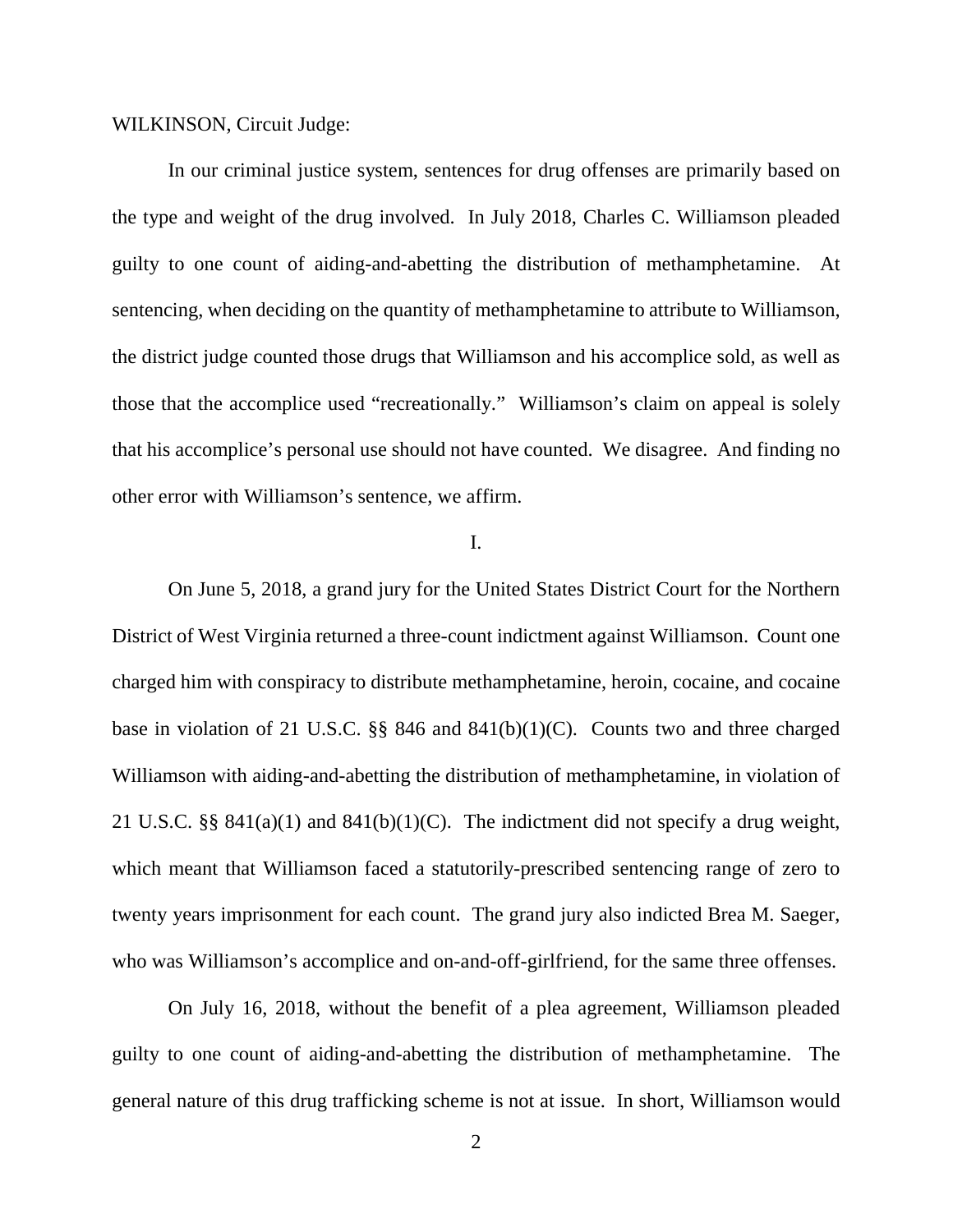WILKINSON, Circuit Judge:

In our criminal justice system, sentences for drug offenses are primarily based on the type and weight of the drug involved. In July 2018, Charles C. Williamson pleaded guilty to one count of aiding-and-abetting the distribution of methamphetamine. At sentencing, when deciding on the quantity of methamphetamine to attribute to Williamson, the district judge counted those drugs that Williamson and his accomplice sold, as well as those that the accomplice used "recreationally." Williamson's claim on appeal is solely that his accomplice's personal use should not have counted. We disagree. And finding no other error with Williamson's sentence, we affirm.

I.

On June 5, 2018, a grand jury for the United States District Court for the Northern District of West Virginia returned a three-count indictment against Williamson. Count one charged him with conspiracy to distribute methamphetamine, heroin, cocaine, and cocaine base in violation of 21 U.S.C. §§ 846 and 841(b)(1)(C). Counts two and three charged Williamson with aiding-and-abetting the distribution of methamphetamine, in violation of 21 U.S.C. §§ 841(a)(1) and 841(b)(1)(C). The indictment did not specify a drug weight, which meant that Williamson faced a statutorily-prescribed sentencing range of zero to twenty years imprisonment for each count. The grand jury also indicted Brea M. Saeger, who was Williamson's accomplice and on-and-off-girlfriend, for the same three offenses.

On July 16, 2018, without the benefit of a plea agreement, Williamson pleaded guilty to one count of aiding-and-abetting the distribution of methamphetamine. The general nature of this drug trafficking scheme is not at issue. In short, Williamson would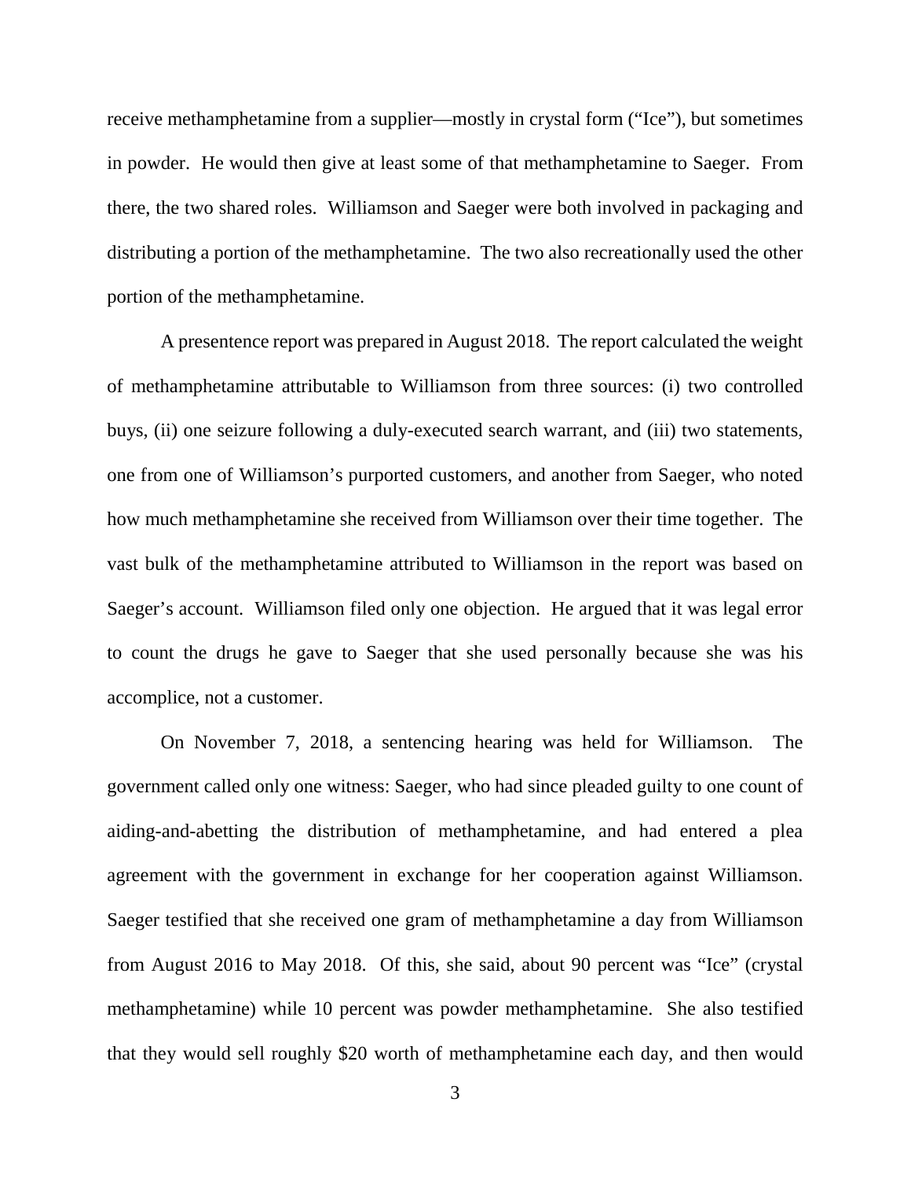receive methamphetamine from a supplier—mostly in crystal form ("Ice"), but sometimes in powder. He would then give at least some of that methamphetamine to Saeger. From there, the two shared roles. Williamson and Saeger were both involved in packaging and distributing a portion of the methamphetamine. The two also recreationally used the other portion of the methamphetamine.

A presentence report was prepared in August 2018. The report calculated the weight of methamphetamine attributable to Williamson from three sources: (i) two controlled buys, (ii) one seizure following a duly-executed search warrant, and (iii) two statements, one from one of Williamson's purported customers, and another from Saeger, who noted how much methamphetamine she received from Williamson over their time together. The vast bulk of the methamphetamine attributed to Williamson in the report was based on Saeger's account. Williamson filed only one objection. He argued that it was legal error to count the drugs he gave to Saeger that she used personally because she was his accomplice, not a customer.

On November 7, 2018, a sentencing hearing was held for Williamson. The government called only one witness: Saeger, who had since pleaded guilty to one count of aiding-and-abetting the distribution of methamphetamine, and had entered a plea agreement with the government in exchange for her cooperation against Williamson. Saeger testified that she received one gram of methamphetamine a day from Williamson from August 2016 to May 2018. Of this, she said, about 90 percent was "Ice" (crystal methamphetamine) while 10 percent was powder methamphetamine. She also testified that they would sell roughly $20 worth of methamphetamine each day, and then would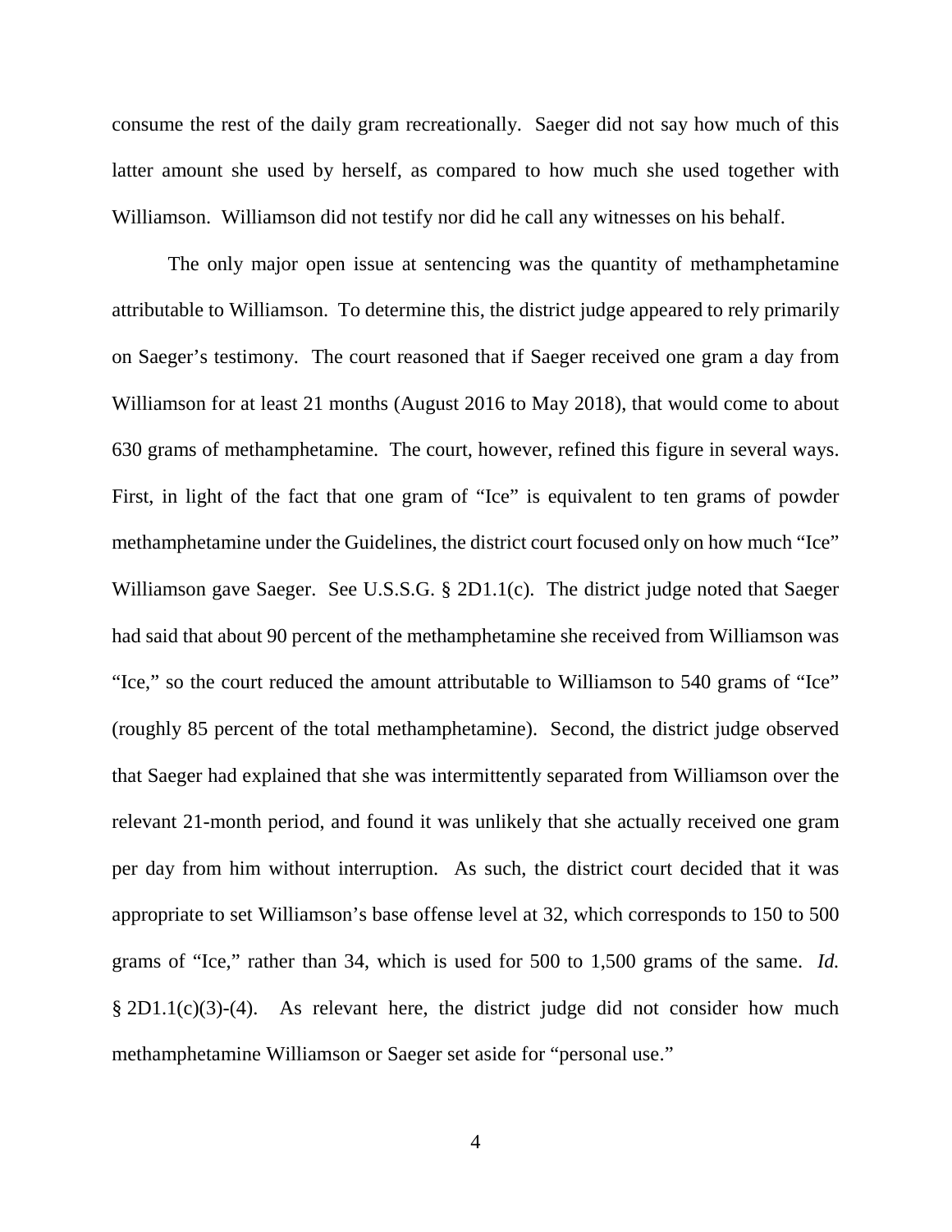consume the rest of the daily gram recreationally. Saeger did not say how much of this latter amount she used by herself, as compared to how much she used together with Williamson. Williamson did not testify nor did he call any witnesses on his behalf.

The only major open issue at sentencing was the quantity of methamphetamine attributable to Williamson. To determine this, the district judge appeared to rely primarily on Saeger's testimony. The court reasoned that if Saeger received one gram a day from Williamson for at least 21 months (August 2016 to May 2018), that would come to about 630 grams of methamphetamine. The court, however, refined this figure in several ways. First, in light of the fact that one gram of "Ice" is equivalent to ten grams of powder methamphetamine under the Guidelines, the district court focused only on how much "Ice" Williamson gave Saeger. See U.S.S.G. § 2D1.1(c). The district judge noted that Saeger had said that about 90 percent of the methamphetamine she received from Williamson was "Ice," so the court reduced the amount attributable to Williamson to 540 grams of "Ice" (roughly 85 percent of the total methamphetamine). Second, the district judge observed that Saeger had explained that she was intermittently separated from Williamson over the relevant 21-month period, and found it was unlikely that she actually received one gram per day from him without interruption. As such, the district court decided that it was appropriate to set Williamson's base offense level at 32, which corresponds to 150 to 500 grams of "Ice," rather than 34, which is used for 500 to 1,500 grams of the same. *Id.* § 2D1.1(c)(3)-(4). As relevant here, the district judge did not consider how much methamphetamine Williamson or Saeger set aside for "personal use."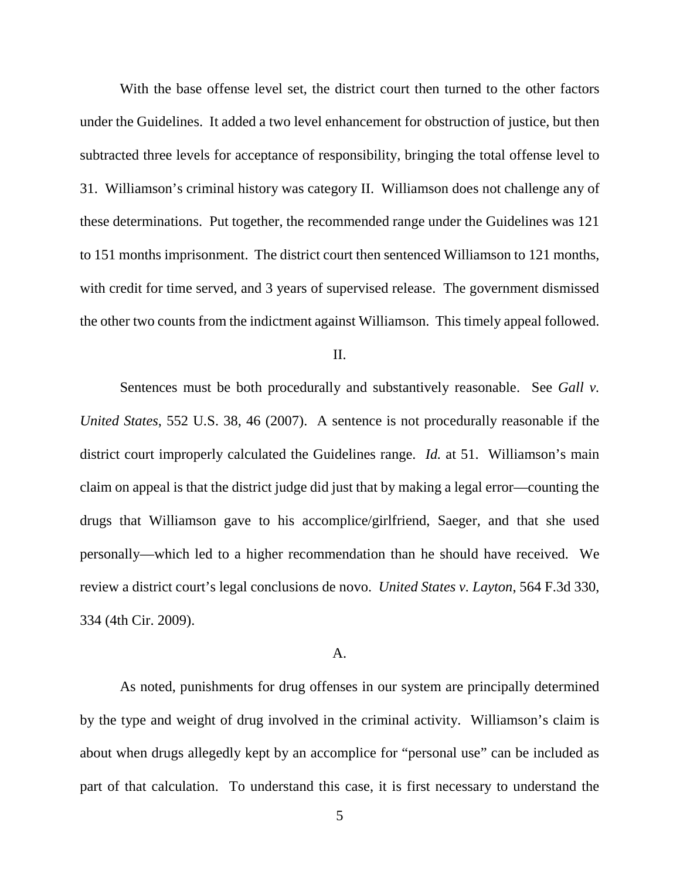With the base offense level set, the district court then turned to the other factors under the Guidelines. It added a two level enhancement for obstruction of justice, but then subtracted three levels for acceptance of responsibility, bringing the total offense level to 31. Williamson's criminal history was category II. Williamson does not challenge any of these determinations. Put together, the recommended range under the Guidelines was 121 to 151 months imprisonment. The district court then sentenced Williamson to 121 months, with credit for time served, and 3 years of supervised release. The government dismissed the other two counts from the indictment against Williamson. This timely appeal followed.

II.

Sentences must be both procedurally and substantively reasonable. See *Gall v. United States*, 552 U.S. 38, 46 (2007). A sentence is not procedurally reasonable if the district court improperly calculated the Guidelines range. *Id.* at 51. Williamson's main claim on appeal is that the district judge did just that by making a legal error—counting the drugs that Williamson gave to his accomplice/girlfriend, Saeger, and that she used personally—which led to a higher recommendation than he should have received. We review a district court's legal conclusions de novo. *United States v. Layton,* 564 F.3d 330, 334 (4th Cir. 2009).

A.

As noted, punishments for drug offenses in our system are principally determined by the type and weight of drug involved in the criminal activity. Williamson's claim is about when drugs allegedly kept by an accomplice for "personal use" can be included as part of that calculation. To understand this case, it is first necessary to understand the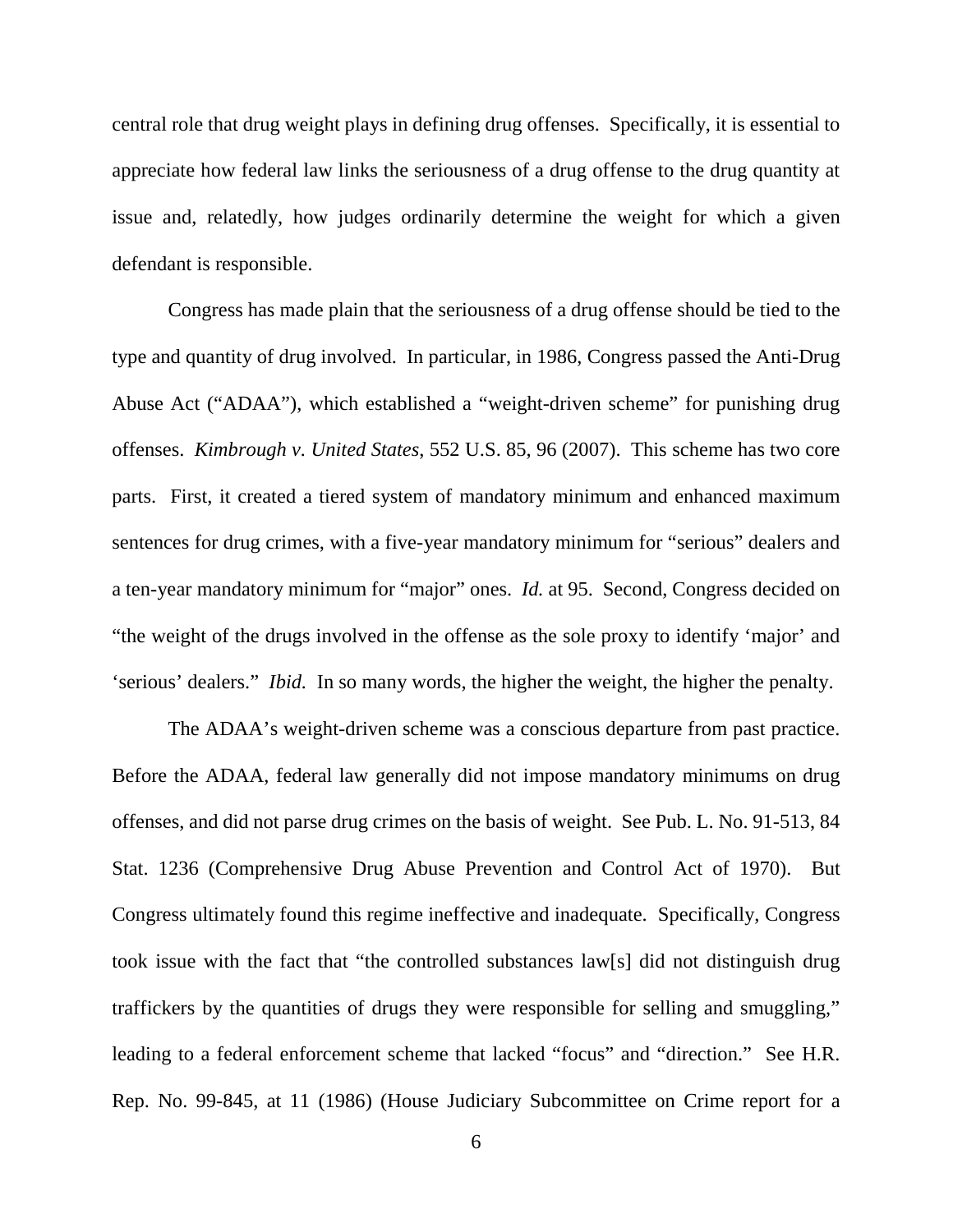central role that drug weight plays in defining drug offenses. Specifically, it is essential to appreciate how federal law links the seriousness of a drug offense to the drug quantity at issue and, relatedly, how judges ordinarily determine the weight for which a given defendant is responsible.

Congress has made plain that the seriousness of a drug offense should be tied to the type and quantity of drug involved. In particular, in 1986, Congress passed the Anti-Drug Abuse Act ("ADAA"), which established a "weight-driven scheme" for punishing drug offenses. *Kimbrough v. United States*, 552 U.S. 85, 96 (2007). This scheme has two core parts. First, it created a tiered system of mandatory minimum and enhanced maximum sentences for drug crimes, with a five-year mandatory minimum for "serious" dealers and a ten-year mandatory minimum for "major" ones. *Id.* at 95. Second, Congress decided on "the weight of the drugs involved in the offense as the sole proxy to identify 'major' and 'serious' dealers." *Ibid.* In so many words, the higher the weight, the higher the penalty.

The ADAA's weight-driven scheme was a conscious departure from past practice. Before the ADAA, federal law generally did not impose mandatory minimums on drug offenses, and did not parse drug crimes on the basis of weight. See Pub. L. No. 91-513, 84 Stat. 1236 (Comprehensive Drug Abuse Prevention and Control Act of 1970). But Congress ultimately found this regime ineffective and inadequate. Specifically, Congress took issue with the fact that "the controlled substances law[s] did not distinguish drug traffickers by the quantities of drugs they were responsible for selling and smuggling," leading to a federal enforcement scheme that lacked "focus" and "direction." See H.R. Rep. No. 99-845, at 11 (1986) (House Judiciary Subcommittee on Crime report for a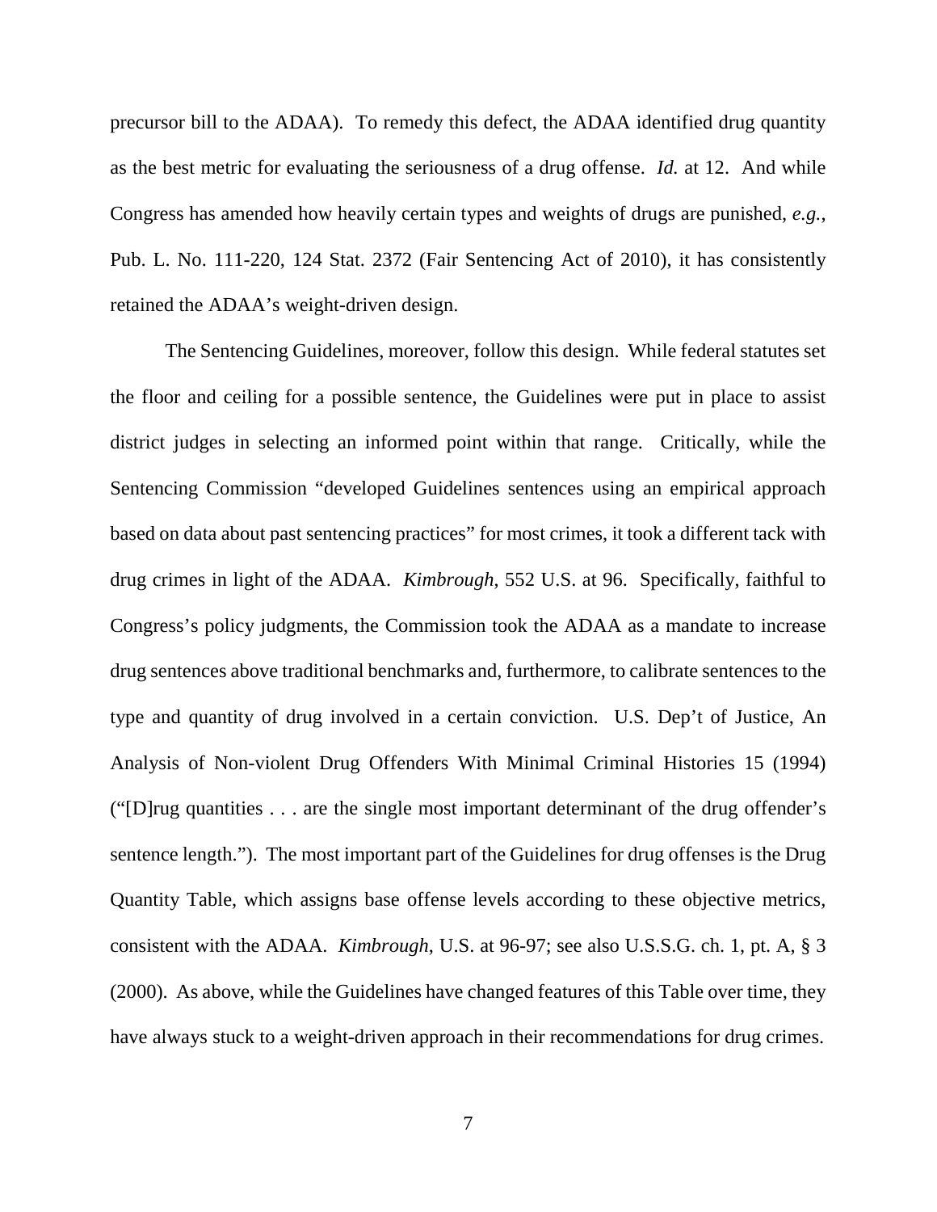precursor bill to the ADAA). To remedy this defect, the ADAA identified drug quantity as the best metric for evaluating the seriousness of a drug offense. *Id.* at 12. And while Congress has amended how heavily certain types and weights of drugs are punished, *e.g.*, Pub. L. No. 111-220, 124 Stat. 2372 (Fair Sentencing Act of 2010), it has consistently retained the ADAA's weight-driven design.

The Sentencing Guidelines, moreover, follow this design. While federal statutes set the floor and ceiling for a possible sentence, the Guidelines were put in place to assist district judges in selecting an informed point within that range. Critically, while the Sentencing Commission "developed Guidelines sentences using an empirical approach based on data about past sentencing practices" for most crimes, it took a different tack with drug crimes in light of the ADAA. *Kimbrough*, 552 U.S. at 96. Specifically, faithful to Congress's policy judgments, the Commission took the ADAA as a mandate to increase drug sentences above traditional benchmarks and, furthermore, to calibrate sentences to the type and quantity of drug involved in a certain conviction. U.S. Dep't of Justice, An Analysis of Non-violent Drug Offenders With Minimal Criminal Histories 15 (1994) ("[D]rug quantities . . . are the single most important determinant of the drug offender's sentence length."). The most important part of the Guidelines for drug offenses is the Drug Quantity Table, which assigns base offense levels according to these objective metrics, consistent with the ADAA. *Kimbrough*, U.S. at 96-97; see also U.S.S.G. ch. 1, pt. A, § 3 (2000). As above, while the Guidelines have changed features of this Table over time, they have always stuck to a weight-driven approach in their recommendations for drug crimes.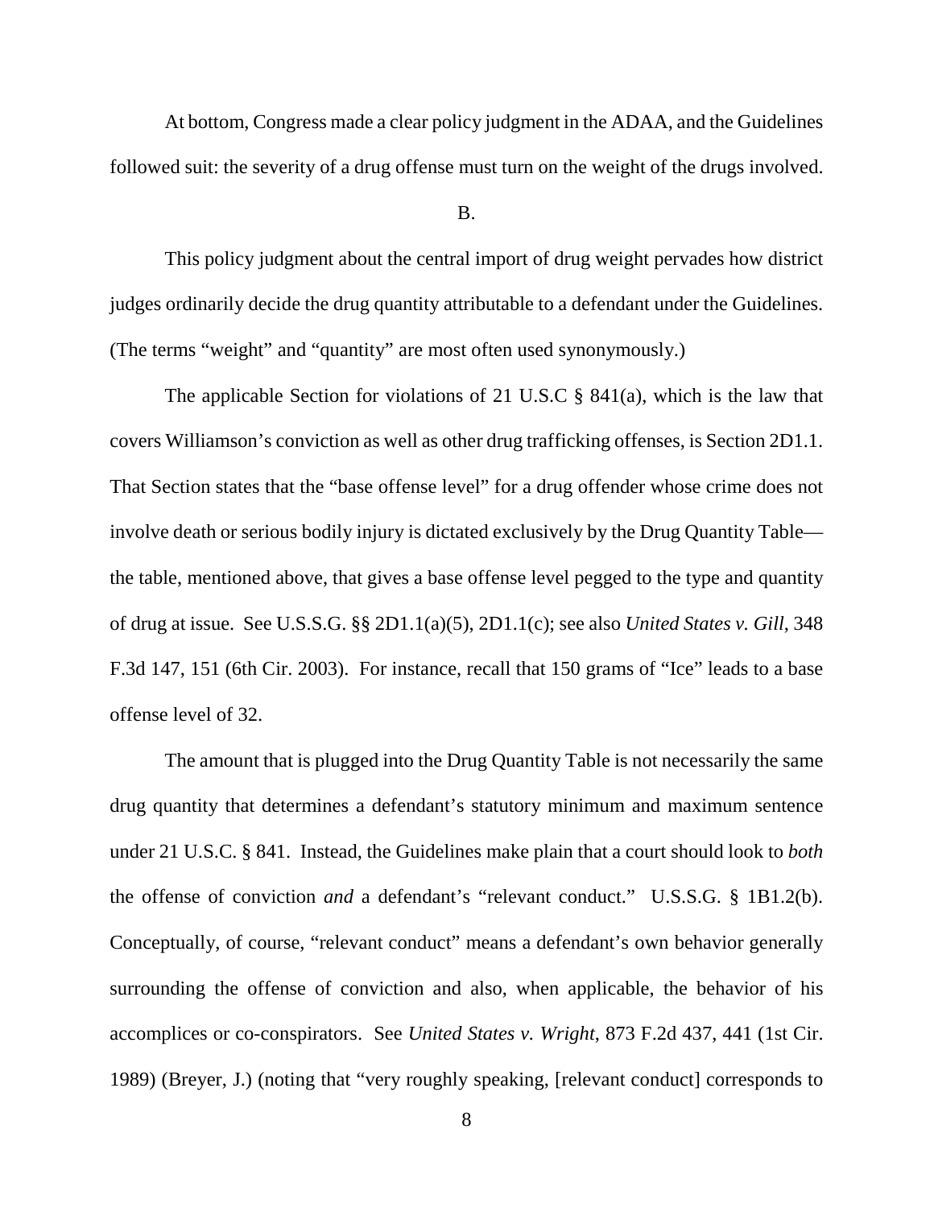At bottom, Congress made a clear policy judgment in the ADAA, and the Guidelines followed suit: the severity of a drug offense must turn on the weight of the drugs involved.

## B.

This policy judgment about the central import of drug weight pervades how district judges ordinarily decide the drug quantity attributable to a defendant under the Guidelines. (The terms "weight" and "quantity" are most often used synonymously.)

The applicable Section for violations of 21 U.S.C § 841(a), which is the law that covers Williamson's conviction as well as other drug trafficking offenses, is Section 2D1.1. That Section states that the "base offense level" for a drug offender whose crime does not involve death or serious bodily injury is dictated exclusively by the Drug Quantity Table—the table, mentioned above, that gives a base offense level pegged to the type and quantity of drug at issue. See U.S.S.G. §§ 2D1.1(a)(5), 2D1.1(c); see also *United States v. Gill*, 348 F.3d 147, 151 (6th Cir. 2003). For instance, recall that 150 grams of "Ice" leads to a base offense level of 32.

The amount that is plugged into the Drug Quantity Table is not necessarily the same drug quantity that determines a defendant's statutory minimum and maximum sentence under 21 U.S.C. § 841. Instead, the Guidelines make plain that a court should look to *both* the offense of conviction *and* a defendant's "relevant conduct." U.S.S.G. § 1B1.2(b). Conceptually, of course, "relevant conduct" means a defendant's own behavior generally surrounding the offense of conviction and also, when applicable, the behavior of his accomplices or co-conspirators. See *United States v. Wright*, 873 F.2d 437, 441 (1st Cir. 1989) (Breyer, J.) (noting that "very roughly speaking, [relevant conduct] corresponds to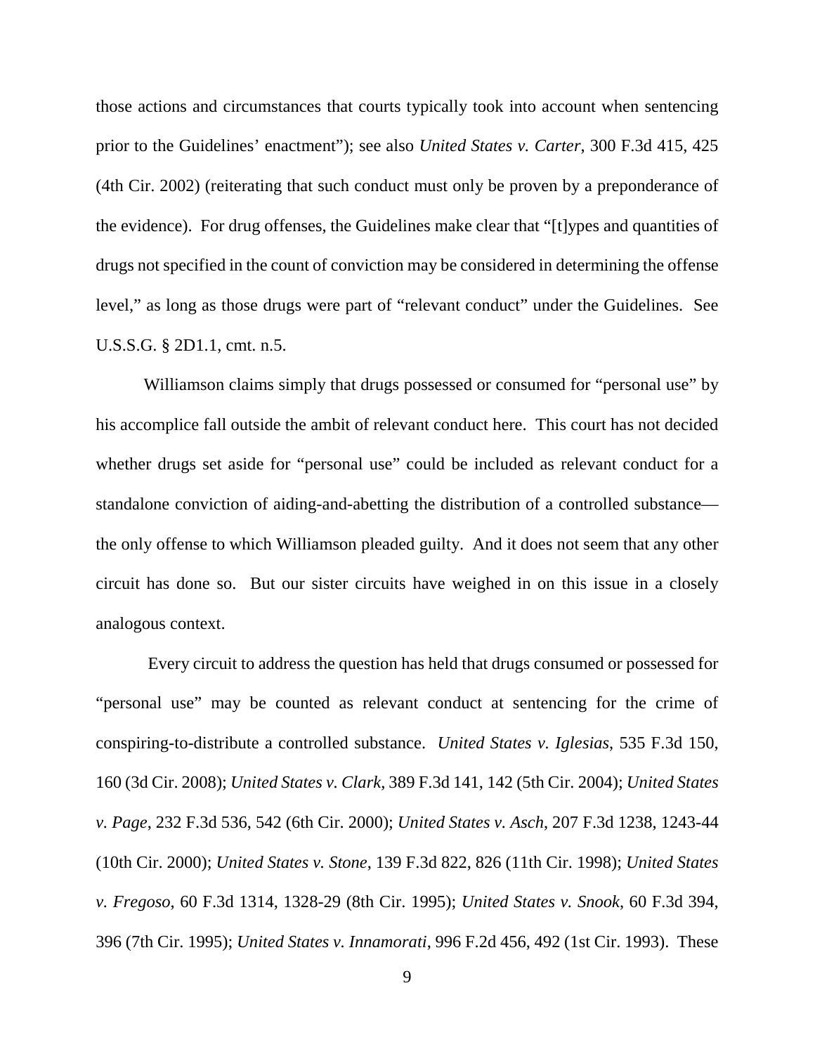those actions and circumstances that courts typically took into account when sentencing prior to the Guidelines' enactment"); see also *United States v. Carter*, 300 F.3d 415, 425 (4th Cir. 2002) (reiterating that such conduct must only be proven by a preponderance of the evidence). For drug offenses, the Guidelines make clear that "[t]ypes and quantities of drugs not specified in the count of conviction may be considered in determining the offense level," as long as those drugs were part of "relevant conduct" under the Guidelines. See U.S.S.G. § 2D1.1, cmt. n.5.

Williamson claims simply that drugs possessed or consumed for "personal use" by his accomplice fall outside the ambit of relevant conduct here. This court has not decided whether drugs set aside for "personal use" could be included as relevant conduct for a standalone conviction of aiding-and-abetting the distribution of a controlled substance—the only offense to which Williamson pleaded guilty. And it does not seem that any other circuit has done so. But our sister circuits have weighed in on this issue in a closely analogous context.

Every circuit to address the question has held that drugs consumed or possessed for "personal use" may be counted as relevant conduct at sentencing for the crime of conspiring-to-distribute a controlled substance. *United States v. Iglesias*, 535 F.3d 150, 160 (3d Cir. 2008); *United States v. Clark*, 389 F.3d 141, 142 (5th Cir. 2004); *United States v. Page*, 232 F.3d 536, 542 (6th Cir. 2000); *United States v. Asch*, 207 F.3d 1238, 1243-44 (10th Cir. 2000); *United States v. Stone*, 139 F.3d 822, 826 (11th Cir. 1998); *United States v. Fregoso*, 60 F.3d 1314, 1328-29 (8th Cir. 1995); *United States v. Snook*, 60 F.3d 394, 396 (7th Cir. 1995); *United States v. Innamorati*, 996 F.2d 456, 492 (1st Cir. 1993). These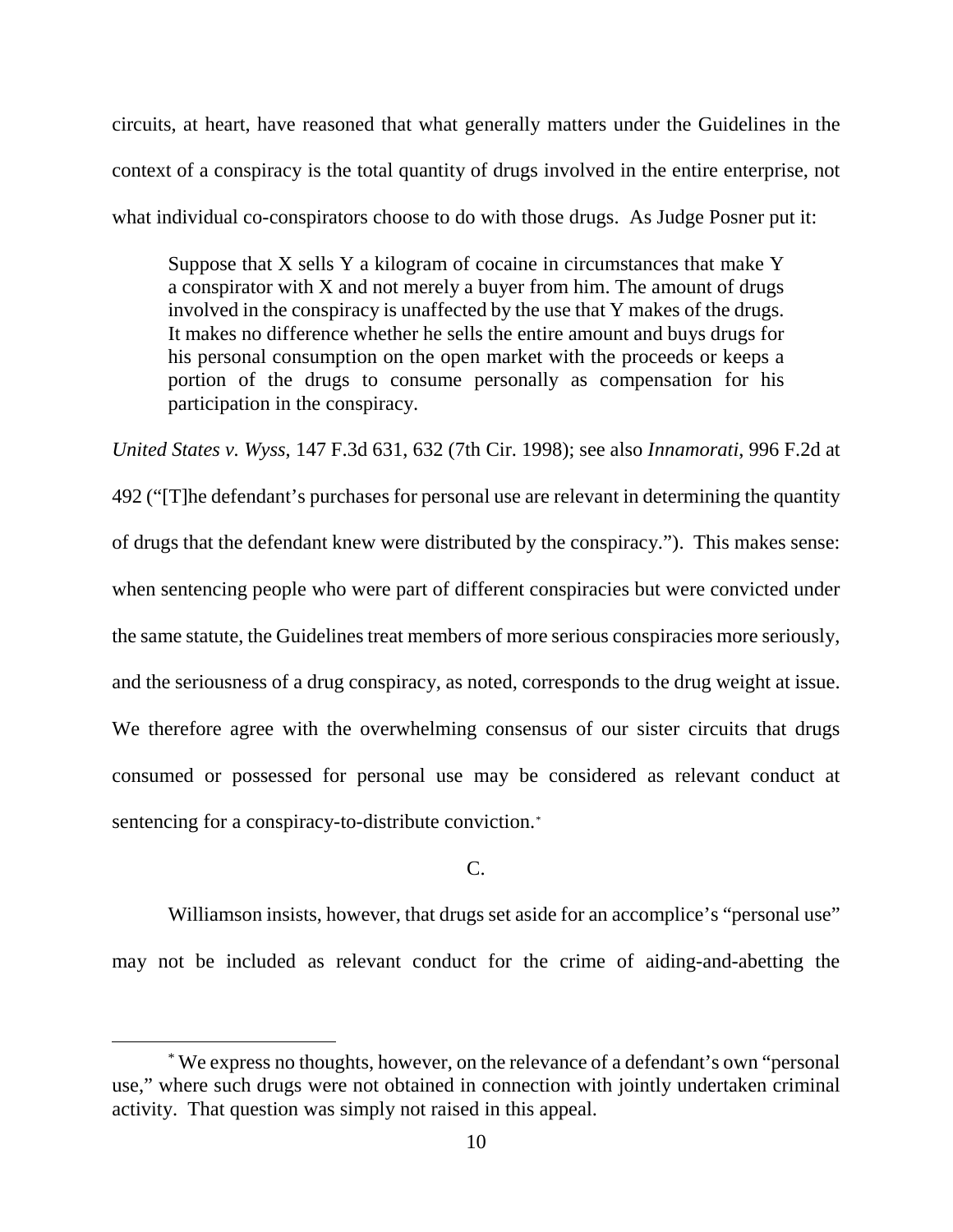circuits, at heart, have reasoned that what generally matters under the Guidelines in the context of a conspiracy is the total quantity of drugs involved in the entire enterprise, not what individual co-conspirators choose to do with those drugs. As Judge Posner put it:

> Suppose that X sells Y a kilogram of cocaine in circumstances that make Y a conspirator with X and not merely a buyer from him. The amount of drugs involved in the conspiracy is unaffected by the use that Y makes of the drugs. It makes no difference whether he sells the entire amount and buys drugs for his personal consumption on the open market with the proceeds or keeps a portion of the drugs to consume personally as compensation for his participation in the conspiracy.

*United States v. Wyss*, 147 F.3d 631, 632 (7th Cir. 1998); see also *Innamorati*, 996 F.2d at 492 ("[T]he defendant's purchases for personal use are relevant in determining the quantity of drugs that the defendant knew were distributed by the conspiracy."). This makes sense: when sentencing people who were part of different conspiracies but were convicted under the same statute, the Guidelines treat members of more serious conspiracies more seriously, and the seriousness of a drug conspiracy, as noted, corresponds to the drug weight at issue. We therefore agree with the overwhelming consensus of our sister circuits that drugs consumed or possessed for personal use may be considered as relevant conduct at sentencing for a conspiracy-to-distribute conviction.[*]

C.

Williamson insists, however, that drugs set aside for an accomplice's "personal use" may not be included as relevant conduct for the crime of aiding-and-abetting the

---

[*] We express no thoughts, however, on the relevance of a defendant's own "personal use," where such drugs were not obtained in connection with jointly undertaken criminal activity. That question was simply not raised in this appeal.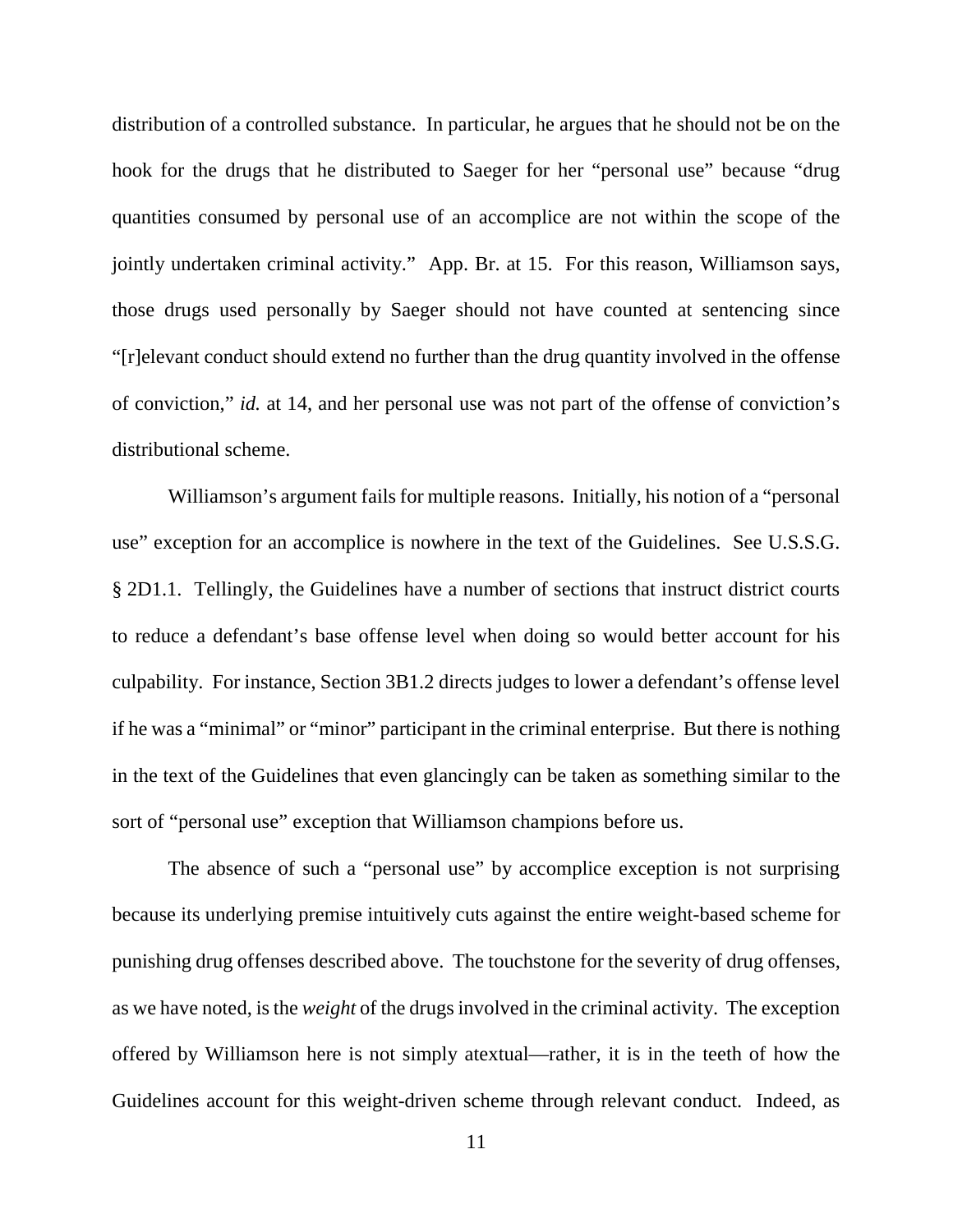distribution of a controlled substance. In particular, he argues that he should not be on the hook for the drugs that he distributed to Saeger for her "personal use" because "drug quantities consumed by personal use of an accomplice are not within the scope of the jointly undertaken criminal activity." App. Br. at 15. For this reason, Williamson says, those drugs used personally by Saeger should not have counted at sentencing since "[r]elevant conduct should extend no further than the drug quantity involved in the offense of conviction," *id.* at 14, and her personal use was not part of the offense of conviction's distributional scheme.

Williamson's argument fails for multiple reasons. Initially, his notion of a "personal use" exception for an accomplice is nowhere in the text of the Guidelines. See U.S.S.G. § 2D1.1. Tellingly, the Guidelines have a number of sections that instruct district courts to reduce a defendant's base offense level when doing so would better account for his culpability. For instance, Section 3B1.2 directs judges to lower a defendant's offense level if he was a "minimal" or "minor" participant in the criminal enterprise. But there is nothing in the text of the Guidelines that even glancingly can be taken as something similar to the sort of "personal use" exception that Williamson champions before us.

The absence of such a "personal use" by accomplice exception is not surprising because its underlying premise intuitively cuts against the entire weight-based scheme for punishing drug offenses described above. The touchstone for the severity of drug offenses, as we have noted, is the *weight* of the drugs involved in the criminal activity. The exception offered by Williamson here is not simply atextual—rather, it is in the teeth of how the Guidelines account for this weight-driven scheme through relevant conduct. Indeed, as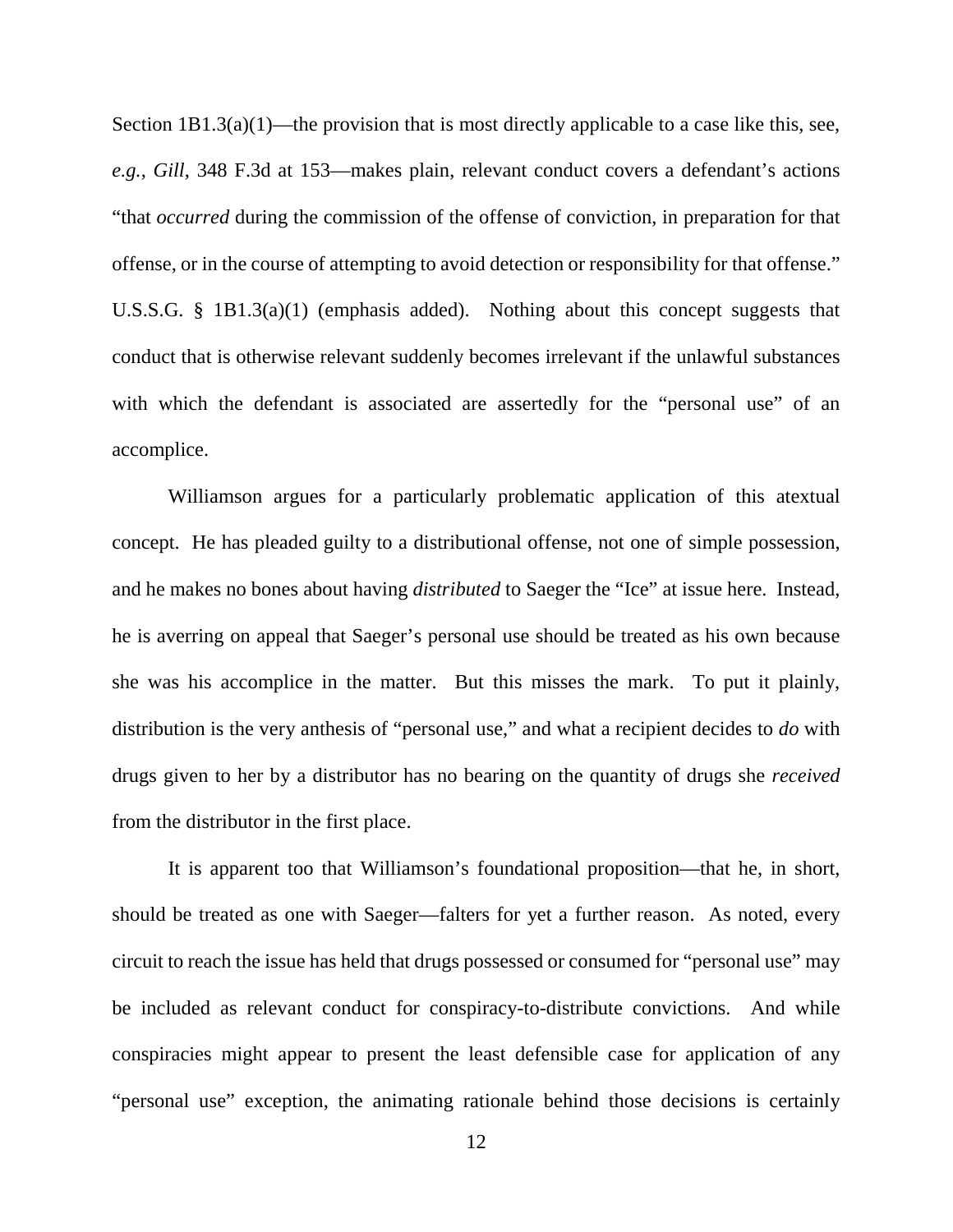Section 1B1.3(a)(1)—the provision that is most directly applicable to a case like this, see, *e.g.*, *Gill*, 348 F.3d at 153—makes plain, relevant conduct covers a defendant's actions "that *occurred* during the commission of the offense of conviction, in preparation for that offense, or in the course of attempting to avoid detection or responsibility for that offense." U.S.S.G. § 1B1.3(a)(1) (emphasis added). Nothing about this concept suggests that conduct that is otherwise relevant suddenly becomes irrelevant if the unlawful substances with which the defendant is associated are assertedly for the "personal use" of an accomplice.

Williamson argues for a particularly problematic application of this atextual concept. He has pleaded guilty to a distributional offense, not one of simple possession, and he makes no bones about having *distributed* to Saeger the "Ice" at issue here. Instead, he is averring on appeal that Saeger's personal use should be treated as his own because she was his accomplice in the matter. But this misses the mark. To put it plainly, distribution is the very anthesis of "personal use," and what a recipient decides to *do* with drugs given to her by a distributor has no bearing on the quantity of drugs she *received* from the distributor in the first place.

It is apparent too that Williamson's foundational proposition—that he, in short, should be treated as one with Saeger—falters for yet a further reason. As noted, every circuit to reach the issue has held that drugs possessed or consumed for "personal use" may be included as relevant conduct for conspiracy-to-distribute convictions. And while conspiracies might appear to present the least defensible case for application of any "personal use" exception, the animating rationale behind those decisions is certainly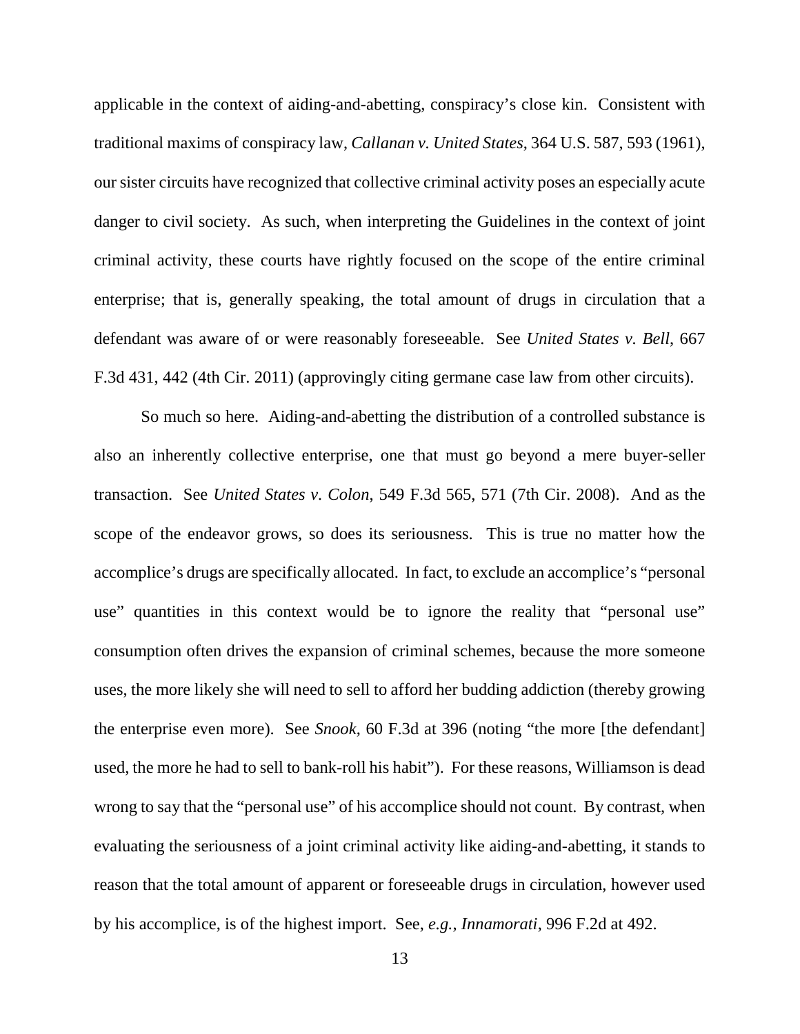applicable in the context of aiding-and-abetting, conspiracy's close kin. Consistent with traditional maxims of conspiracy law, *Callanan v. United States*, 364 U.S. 587, 593 (1961), our sister circuits have recognized that collective criminal activity poses an especially acute danger to civil society. As such, when interpreting the Guidelines in the context of joint criminal activity, these courts have rightly focused on the scope of the entire criminal enterprise; that is, generally speaking, the total amount of drugs in circulation that a defendant was aware of or were reasonably foreseeable. See *United States v. Bell*, 667 F.3d 431, 442 (4th Cir. 2011) (approvingly citing germane case law from other circuits).

So much so here. Aiding-and-abetting the distribution of a controlled substance is also an inherently collective enterprise, one that must go beyond a mere buyer-seller transaction. See *United States v. Colon*, 549 F.3d 565, 571 (7th Cir. 2008). And as the scope of the endeavor grows, so does its seriousness. This is true no matter how the accomplice's drugs are specifically allocated. In fact, to exclude an accomplice's "personal use" quantities in this context would be to ignore the reality that "personal use" consumption often drives the expansion of criminal schemes, because the more someone uses, the more likely she will need to sell to afford her budding addiction (thereby growing the enterprise even more). See *Snook*, 60 F.3d at 396 (noting "the more [the defendant] used, the more he had to sell to bank-roll his habit"). For these reasons, Williamson is dead wrong to say that the "personal use" of his accomplice should not count. By contrast, when evaluating the seriousness of a joint criminal activity like aiding-and-abetting, it stands to reason that the total amount of apparent or foreseeable drugs in circulation, however used by his accomplice, is of the highest import. See, *e.g.*, *Innamorati*, 996 F.2d at 492.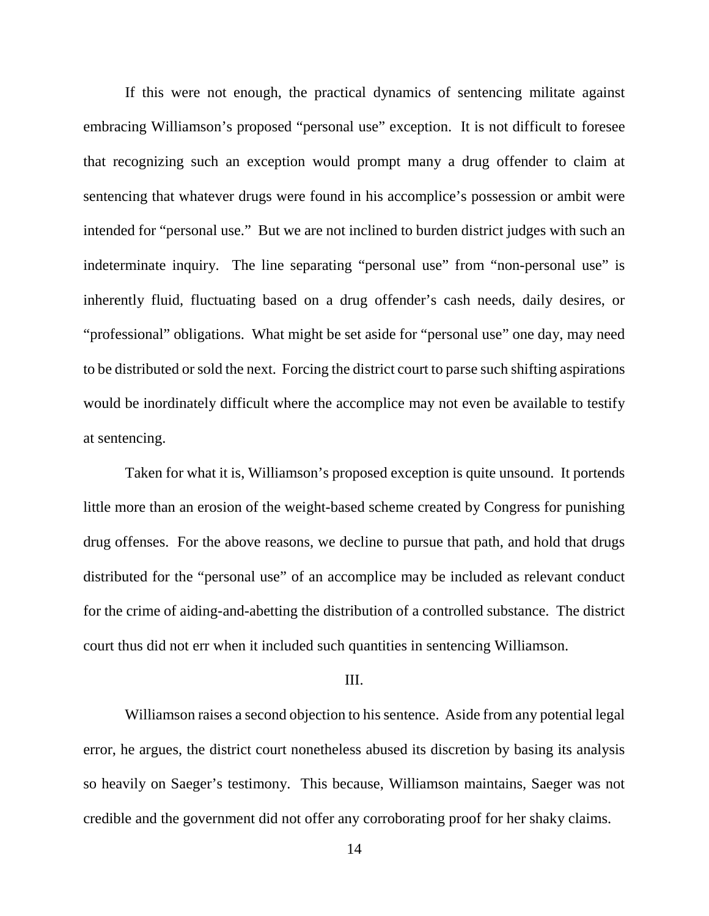If this were not enough, the practical dynamics of sentencing militate against embracing Williamson's proposed "personal use" exception. It is not difficult to foresee that recognizing such an exception would prompt many a drug offender to claim at sentencing that whatever drugs were found in his accomplice's possession or ambit were intended for "personal use." But we are not inclined to burden district judges with such an indeterminate inquiry. The line separating "personal use" from "non-personal use" is inherently fluid, fluctuating based on a drug offender's cash needs, daily desires, or "professional" obligations. What might be set aside for "personal use" one day, may need to be distributed or sold the next. Forcing the district court to parse such shifting aspirations would be inordinately difficult where the accomplice may not even be available to testify at sentencing.

Taken for what it is, Williamson's proposed exception is quite unsound. It portends little more than an erosion of the weight-based scheme created by Congress for punishing drug offenses. For the above reasons, we decline to pursue that path, and hold that drugs distributed for the "personal use" of an accomplice may be included as relevant conduct for the crime of aiding-and-abetting the distribution of a controlled substance. The district court thus did not err when it included such quantities in sentencing Williamson.

## III.

Williamson raises a second objection to his sentence. Aside from any potential legal error, he argues, the district court nonetheless abused its discretion by basing its analysis so heavily on Saeger's testimony. This because, Williamson maintains, Saeger was not credible and the government did not offer any corroborating proof for her shaky claims.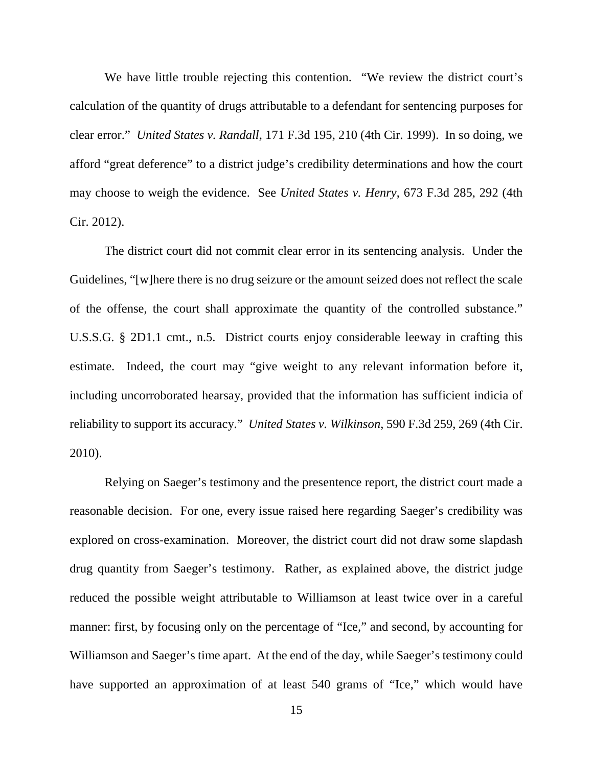We have little trouble rejecting this contention. "We review the district court's calculation of the quantity of drugs attributable to a defendant for sentencing purposes for clear error." *United States v. Randall*, 171 F.3d 195, 210 (4th Cir. 1999). In so doing, we afford "great deference" to a district judge's credibility determinations and how the court may choose to weigh the evidence. See *United States v. Henry*, 673 F.3d 285, 292 (4th Cir. 2012).

The district court did not commit clear error in its sentencing analysis. Under the Guidelines, "[w]here there is no drug seizure or the amount seized does not reflect the scale of the offense, the court shall approximate the quantity of the controlled substance." U.S.S.G. § 2D1.1 cmt., n.5. District courts enjoy considerable leeway in crafting this estimate. Indeed, the court may "give weight to any relevant information before it, including uncorroborated hearsay, provided that the information has sufficient indicia of reliability to support its accuracy." *United States v. Wilkinson*, 590 F.3d 259, 269 (4th Cir. 2010).

Relying on Saeger's testimony and the presentence report, the district court made a reasonable decision. For one, every issue raised here regarding Saeger's credibility was explored on cross-examination. Moreover, the district court did not draw some slapdash drug quantity from Saeger's testimony. Rather, as explained above, the district judge reduced the possible weight attributable to Williamson at least twice over in a careful manner: first, by focusing only on the percentage of "Ice," and second, by accounting for Williamson and Saeger's time apart. At the end of the day, while Saeger's testimony could have supported an approximation of at least 540 grams of "Ice," which would have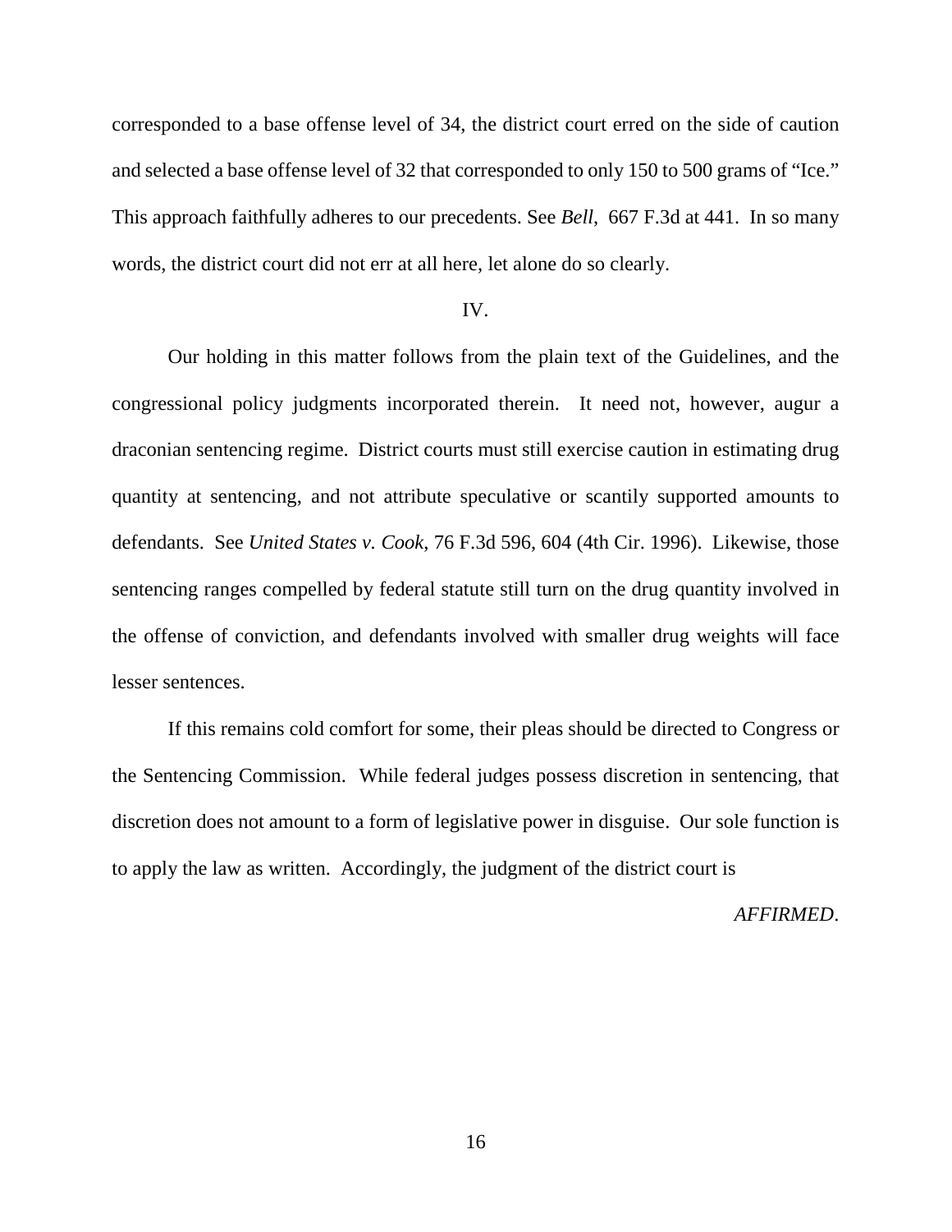corresponded to a base offense level of 34, the district court erred on the side of caution and selected a base offense level of 32 that corresponded to only 150 to 500 grams of "Ice." This approach faithfully adheres to our precedents. See *Bell*, 667 F.3d at 441. In so many words, the district court did not err at all here, let alone do so clearly.

## IV.

Our holding in this matter follows from the plain text of the Guidelines, and the congressional policy judgments incorporated therein. It need not, however, augur a draconian sentencing regime. District courts must still exercise caution in estimating drug quantity at sentencing, and not attribute speculative or scantily supported amounts to defendants. See *United States v. Cook*, 76 F.3d 596, 604 (4th Cir. 1996). Likewise, those sentencing ranges compelled by federal statute still turn on the drug quantity involved in the offense of conviction, and defendants involved with smaller drug weights will face lesser sentences.

If this remains cold comfort for some, their pleas should be directed to Congress or the Sentencing Commission. While federal judges possess discretion in sentencing, that discretion does not amount to a form of legislative power in disguise. Our sole function is to apply the law as written. Accordingly, the judgment of the district court is

*AFFIRMED*.